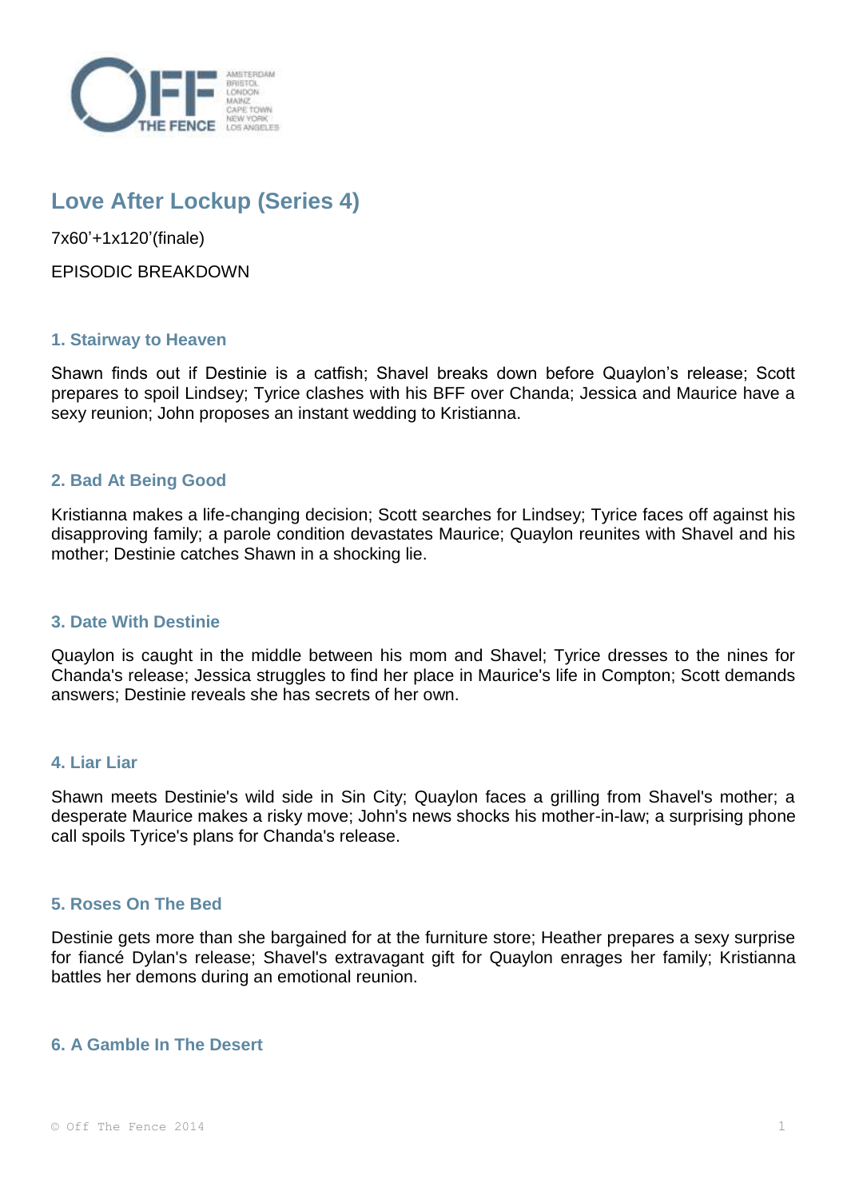# Love After Lockup (Series 4)

7x60’+1x120’(finale)

EPISODIC BREAKDOWN

## 1. Stairway to Heaven

Shawn finds out if Destinie is a catfish; Shavel breaks down before Quaylon’s release; Scott prepares to spoil Lindsey; Tyrice clashes with his BFF over Chanda; Jessica and Maurice have a sexy reunion; John proposes an instant wedding to Kristianna.

## 2. Bad At Being Good

Kristianna makes a life-changing decision; Scott searches for Lindsey; Tyrice faces off against his disapproving family; a parole condition devastates Maurice; Quaylon reunites with Shavel and his mother; Destinie catches Shawn in a shocking lie.

## 3. Date With Destinie

Quaylon is caught in the middle between his mom and Shavel; Tyrice dresses to the nines for Chanda's release; Jessica struggles to find her place in Maurice's life in Compton; Scott demands answers; Destinie reveals she has secrets of her own.

## 4. Liar Liar

Shawn meets Destinie's wild side in Sin City; Quaylon faces a grilling from Shavel's mother; a desperate Maurice makes a risky move; John's news shocks his mother-in-law; a surprising phone call spoils Tyrice's plans for Chanda's release.

## 5. Roses On The Bed

Destinie gets more than she bargained for at the furniture store; Heather prepares a sexy surprise for fiancé Dylan's release; Shavel's extravagant gift for Quaylon enrages her family; Kristianna battles her demons during an emotional reunion.

## 6. A Gamble In The Desert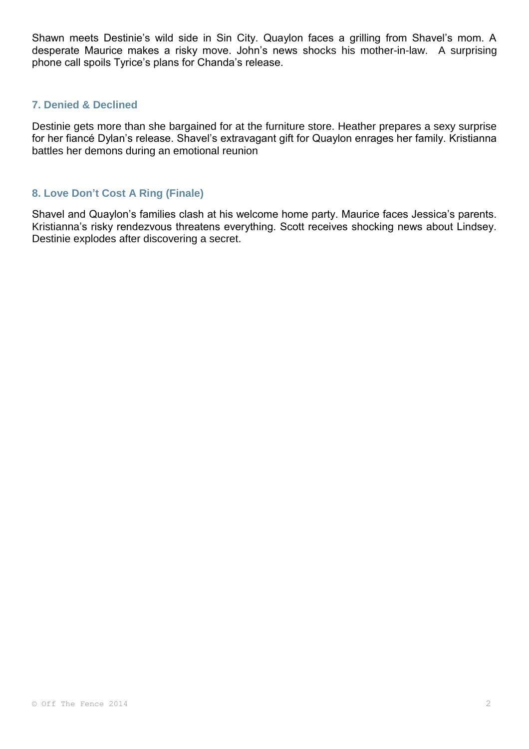Shawn meets Destinie's wild side in Sin City. Quaylon faces a grilling from Shavel's mom. A desperate Maurice makes a risky move. John's news shocks his mother-in-law. A surprising phone call spoils Tyrice's plans for Chanda's release.

### 7. Denied & Declined

Destinie gets more than she bargained for at the furniture store. Heather prepares a sexy surprise for her fiancé Dylan's release. Shavel's extravagant gift for Quaylon enrages her family. Kristianna battles her demons during an emotional reunion

### 8. Love Don't Cost A Ring (Finale)

Shavel and Quaylon's families clash at his welcome home party. Maurice faces Jessica's parents. Kristianna's risky rendezvous threatens everything. Scott receives shocking news about Lindsey. Destinie explodes after discovering a secret.